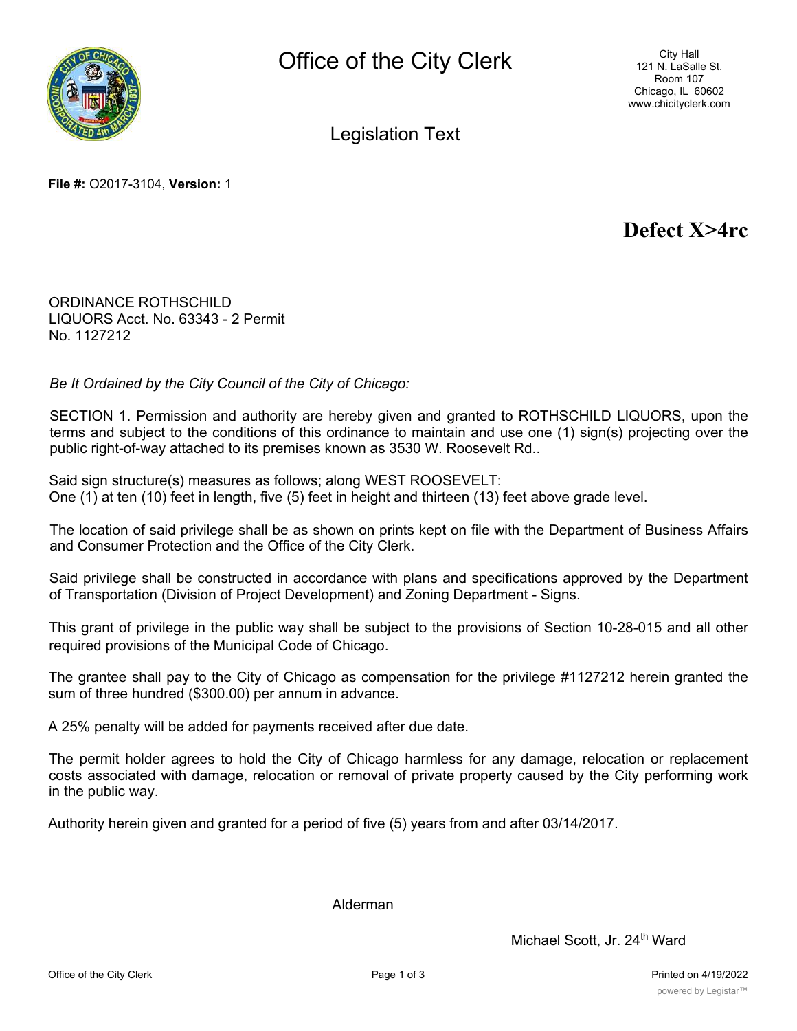# Office of the City Clerk

City Hall
121 N. LaSalle St.
Room 107
Chicago, IL 60602
www.chicityclerk.com

## Legislation Text

**File #:** O2017-3104, **Version:** 1

**Defect X>4rc**

ORDINANCE ROTHSCHILD LIQUORS Acct. No. 63343 - 2 Permit No. 1127212

*Be It Ordained by the City Council of the City of Chicago:*

SECTION 1. Permission and authority are hereby given and granted to ROTHSCHILD LIQUORS, upon the terms and subject to the conditions of this ordinance to maintain and use one (1) sign(s) projecting over the public right-of-way attached to its premises known as 3530 W. Roosevelt Rd..

Said sign structure(s) measures as follows; along WEST ROOSEVELT:
One (1) at ten (10) feet in length, five (5) feet in height and thirteen (13) feet above grade level.

The location of said privilege shall be as shown on prints kept on file with the Department of Business Affairs and Consumer Protection and the Office of the City Clerk.

Said privilege shall be constructed in accordance with plans and specifications approved by the Department of Transportation (Division of Project Development) and Zoning Department - Signs.

This grant of privilege in the public way shall be subject to the provisions of Section 10-28-015 and all other required provisions of the Municipal Code of Chicago.

The grantee shall pay to the City of Chicago as compensation for the privilege #1127212 herein granted the sum of three hundred ($300.00) per annum in advance.

A 25% penalty will be added for payments received after due date.

The permit holder agrees to hold the City of Chicago harmless for any damage, relocation or replacement costs associated with damage, relocation or removal of private property caused by the City performing work in the public way.

Authority herein given and granted for a period of five (5) years from and after 03/14/2017.

Alderman

Michael Scott, Jr. 24th Ward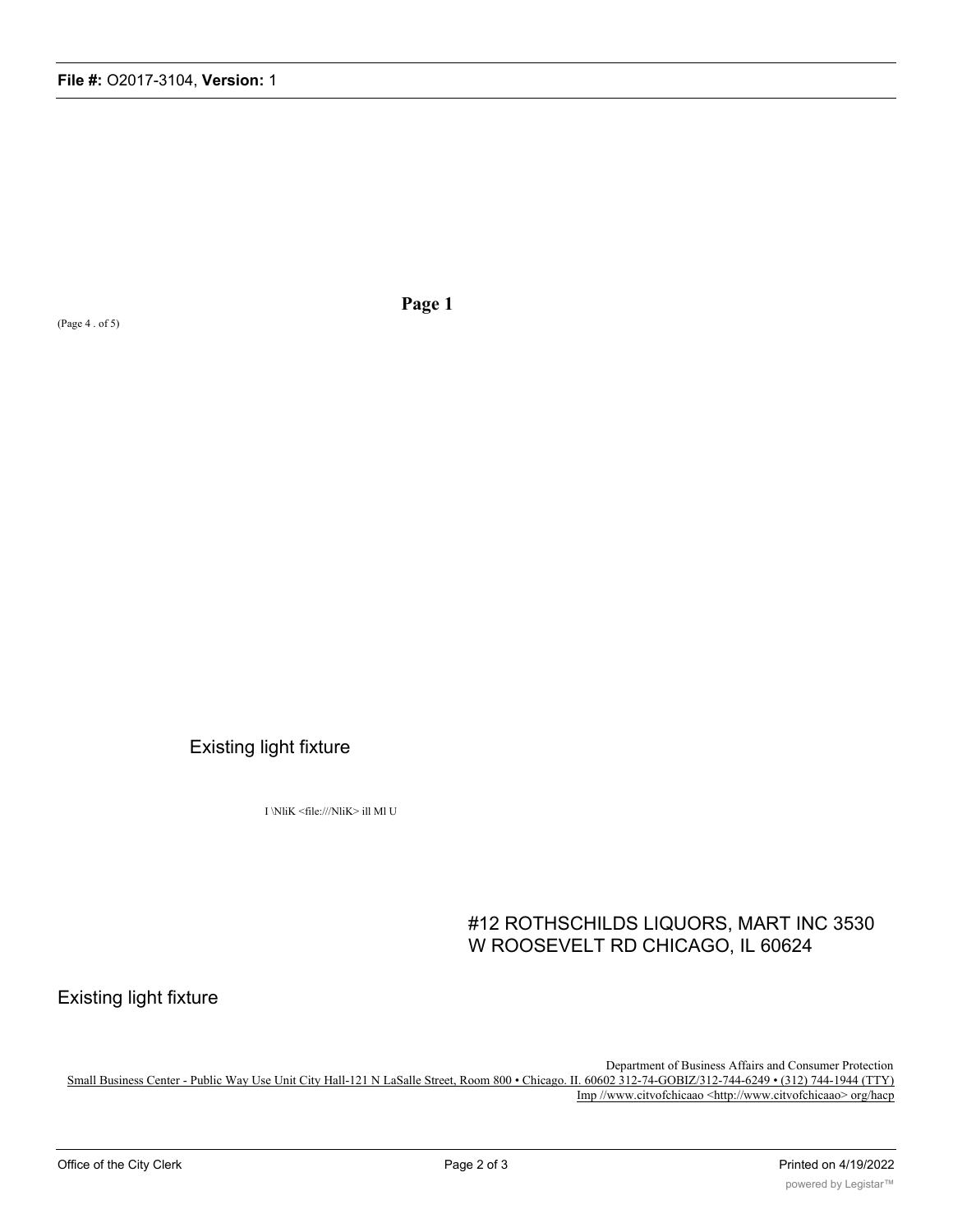**Page 1**

(Page 4 . of 5)

Existing light fixture

I \NliK <file:///NliK> ill Ml U

#12 ROTHSCHILDS LIQUORS, MART INC 3530 W ROOSEVELT RD CHICAGO, IL 60624

Existing light fixture

Department of Business Affairs and Consumer Protection
Small Business Center - Public Way Use Unit City Hall-121 N LaSalle Street, Room 800 • Chicago. II. 60602 312-74-GOBIZ/312-744-6249 • (312) 744-1944 (TTY)
Imp //www.citvofchicaao <http://www.citvofchicaao> org/hacp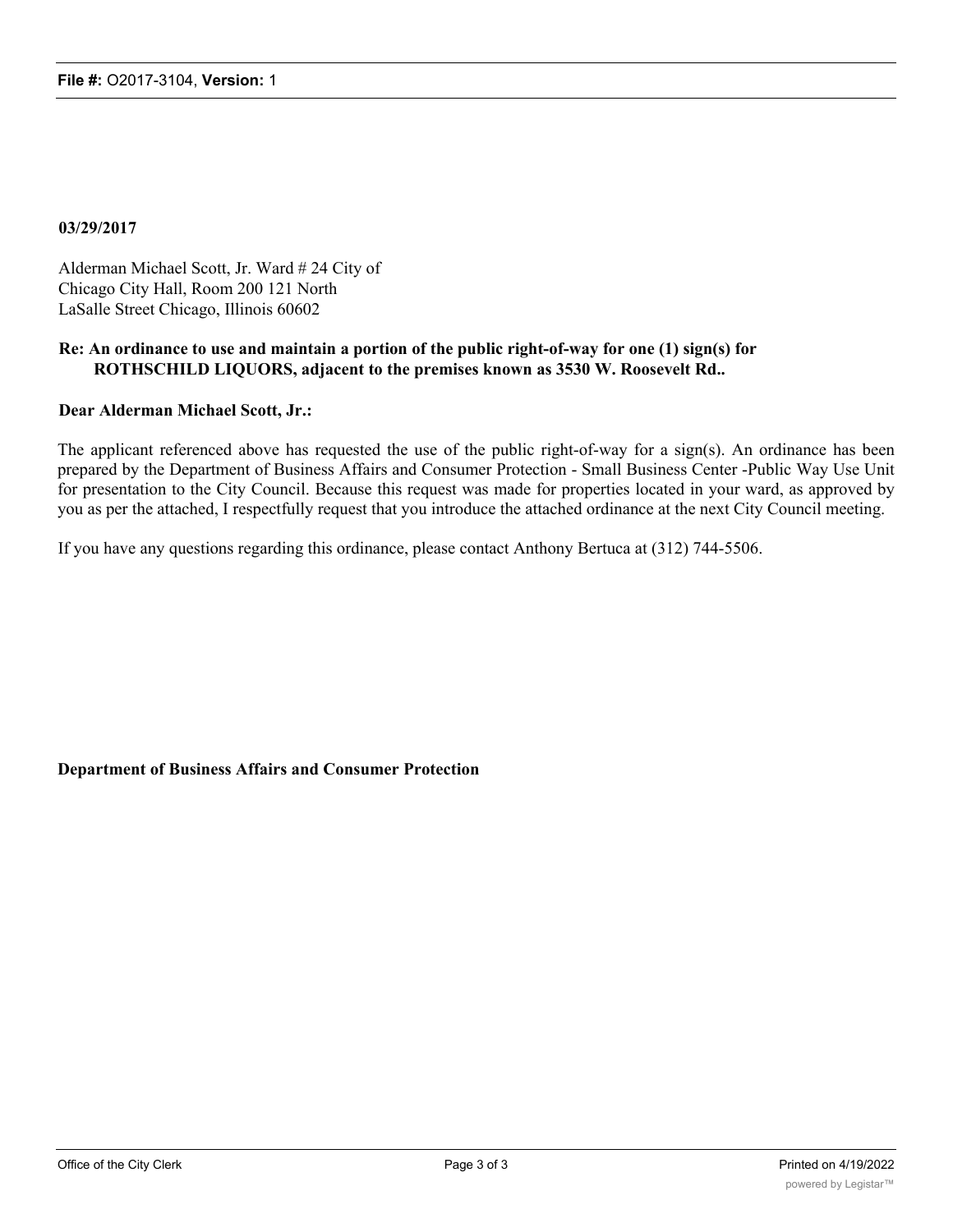**03/29/2017**

Alderman Michael Scott, Jr. Ward # 24 City of
Chicago City Hall, Room 200 121 North
LaSalle Street Chicago, Illinois 60602

**Re: An ordinance to use and maintain a portion of the public right-of-way for one (1) sign(s) for ROTHSCHILD LIQUORS, adjacent to the premises known as 3530 W. Roosevelt Rd..**

**Dear Alderman Michael Scott, Jr.:**

The applicant referenced above has requested the use of the public right-of-way for a sign(s). An ordinance has been prepared by the Department of Business Affairs and Consumer Protection - Small Business Center -Public Way Use Unit for presentation to the City Council. Because this request was made for properties located in your ward, as approved by you as per the attached, I respectfully request that you introduce the attached ordinance at the next City Council meeting.

If you have any questions regarding this ordinance, please contact Anthony Bertuca at (312) 744-5506.

**Department of Business Affairs and Consumer Protection**